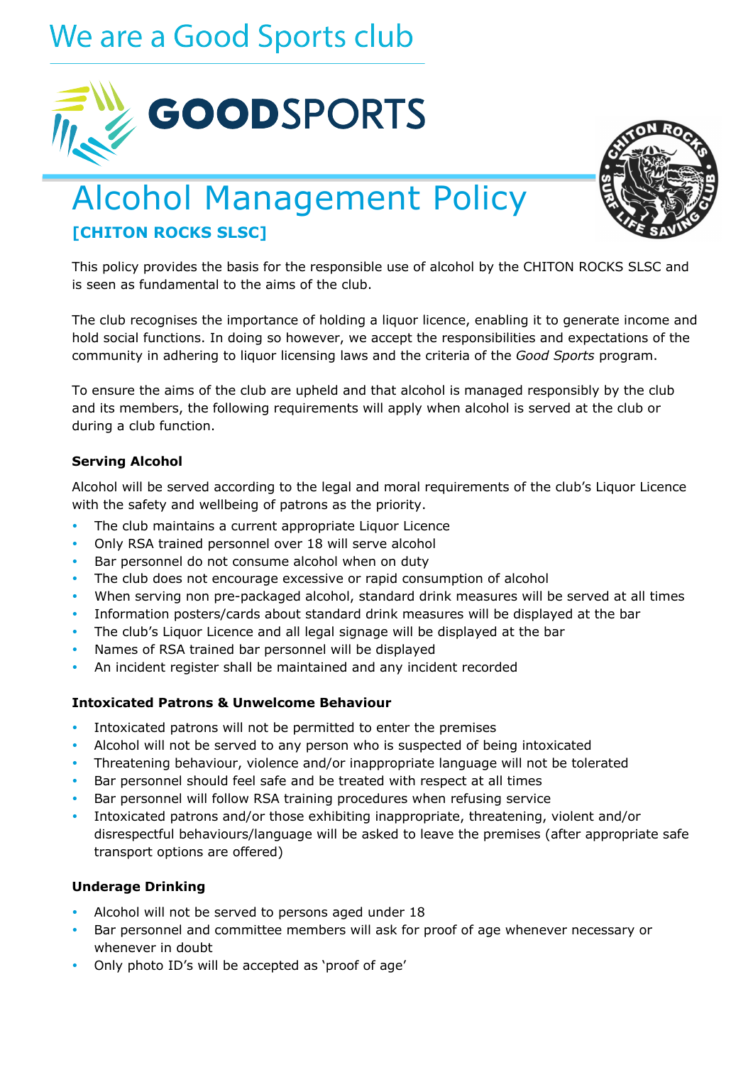We are a Good Sports club

GOODSPORTS

# Alcohol Management Policy

**[CHITON ROCKS SLSC]**

This policy provides the basis for the responsible use of alcohol by the CHITON ROCKS SLSC and is seen as fundamental to the aims of the club.

The club recognises the importance of holding a liquor licence, enabling it to generate income and hold social functions. In doing so however, we accept the responsibilities and expectations of the community in adhering to liquor licensing laws and the criteria of the *Good Sports* program.

To ensure the aims of the club are upheld and that alcohol is managed responsibly by the club and its members, the following requirements will apply when alcohol is served at the club or during a club function.

### Serving Alcohol

Alcohol will be served according to the legal and moral requirements of the club's Liquor Licence with the safety and wellbeing of patrons as the priority.

- The club maintains a current appropriate Liquor Licence
- Only RSA trained personnel over 18 will serve alcohol
- Bar personnel do not consume alcohol when on duty
- The club does not encourage excessive or rapid consumption of alcohol
- When serving non pre-packaged alcohol, standard drink measures will be served at all times
- Information posters/cards about standard drink measures will be displayed at the bar
- The club's Liquor Licence and all legal signage will be displayed at the bar
- Names of RSA trained bar personnel will be displayed
- An incident register shall be maintained and any incident recorded

### Intoxicated Patrons & Unwelcome Behaviour

- Intoxicated patrons will not be permitted to enter the premises
- Alcohol will not be served to any person who is suspected of being intoxicated
- Threatening behaviour, violence and/or inappropriate language will not be tolerated
- Bar personnel should feel safe and be treated with respect at all times
- Bar personnel will follow RSA training procedures when refusing service
- Intoxicated patrons and/or those exhibiting inappropriate, threatening, violent and/or disrespectful behaviours/language will be asked to leave the premises (after appropriate safe transport options are offered)

### Underage Drinking

- Alcohol will not be served to persons aged under 18
- Bar personnel and committee members will ask for proof of age whenever necessary or whenever in doubt
- Only photo ID's will be accepted as 'proof of age'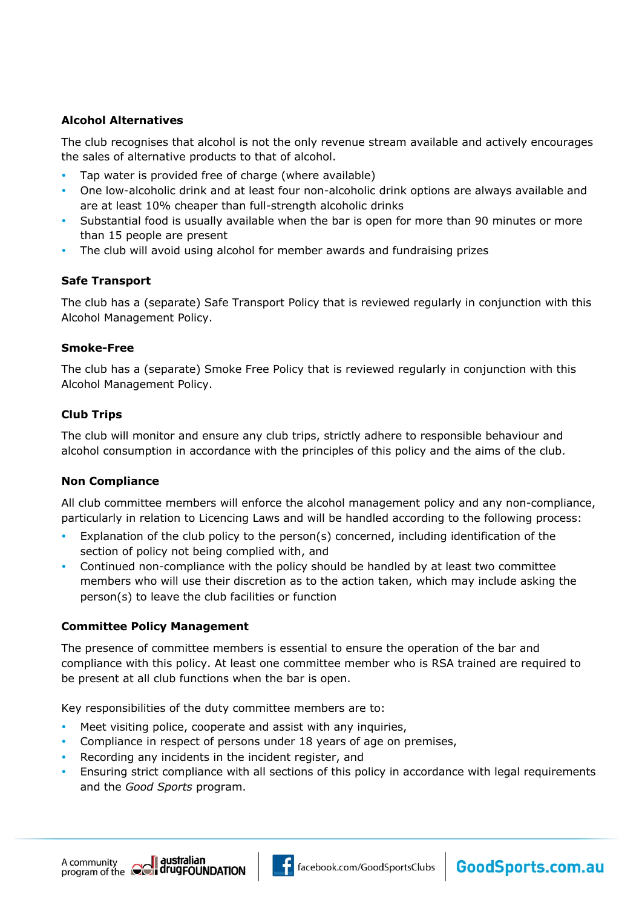**Alcohol Alternatives**

The club recognises that alcohol is not the only revenue stream available and actively encourages the sales of alternative products to that of alcohol.

- Tap water is provided free of charge (where available)
- One low-alcoholic drink and at least four non-alcoholic drink options are always available and are at least 10% cheaper than full-strength alcoholic drinks
- Substantial food is usually available when the bar is open for more than 90 minutes or more than 15 people are present
- The club will avoid using alcohol for member awards and fundraising prizes

**Safe Transport**

The club has a (separate) Safe Transport Policy that is reviewed regularly in conjunction with this Alcohol Management Policy.

**Smoke-Free**

The club has a (separate) Smoke Free Policy that is reviewed regularly in conjunction with this Alcohol Management Policy.

**Club Trips**

The club will monitor and ensure any club trips, strictly adhere to responsible behaviour and alcohol consumption in accordance with the principles of this policy and the aims of the club.

**Non Compliance**

All club committee members will enforce the alcohol management policy and any non-compliance, particularly in relation to Licencing Laws and will be handled according to the following process:

- Explanation of the club policy to the person(s) concerned, including identification of the section of policy not being complied with, and
- Continued non-compliance with the policy should be handled by at least two committee members who will use their discretion as to the action taken, which may include asking the person(s) to leave the club facilities or function

**Committee Policy Management**

The presence of committee members is essential to ensure the operation of the bar and compliance with this policy. At least one committee member who is RSA trained are required to be present at all club functions when the bar is open.

Key responsibilities of the duty committee members are to:

- Meet visiting police, cooperate and assist with any inquiries,
- Compliance in respect of persons under 18 years of age on premises,
- Recording any incidents in the incident register, and
- Ensuring strict compliance with all sections of this policy in accordance with legal requirements and the *Good Sports* program.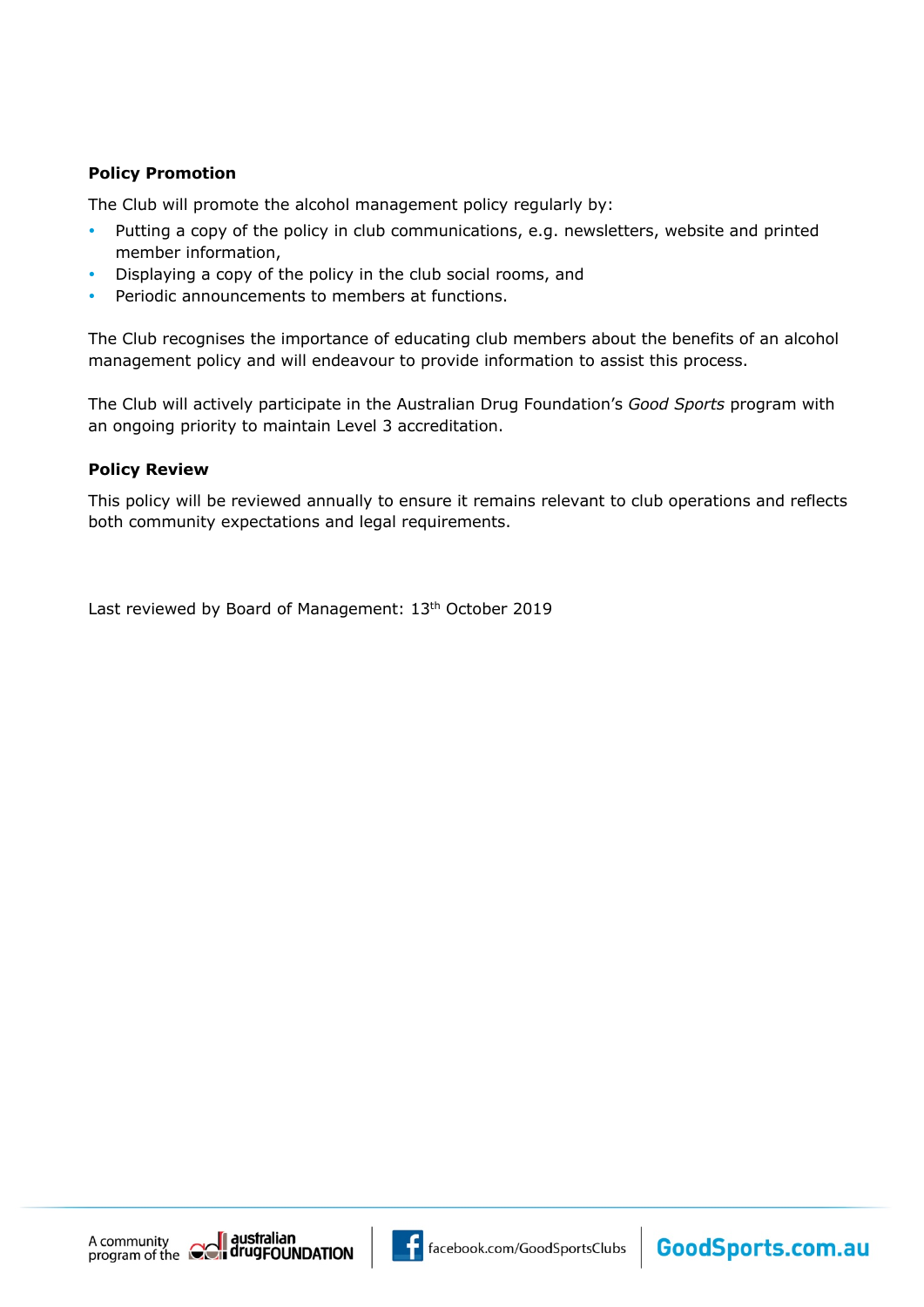**Policy Promotion**

The Club will promote the alcohol management policy regularly by:

- Putting a copy of the policy in club communications, e.g. newsletters, website and printed member information,
- Displaying a copy of the policy in the club social rooms, and
- Periodic announcements to members at functions.

The Club recognises the importance of educating club members about the benefits of an alcohol management policy and will endeavour to provide information to assist this process.

The Club will actively participate in the Australian Drug Foundation's *Good Sports* program with an ongoing priority to maintain Level 3 accreditation.

**Policy Review**

This policy will be reviewed annually to ensure it remains relevant to club operations and reflects both community expectations and legal requirements.

Last reviewed by Board of Management: 13th October 2019